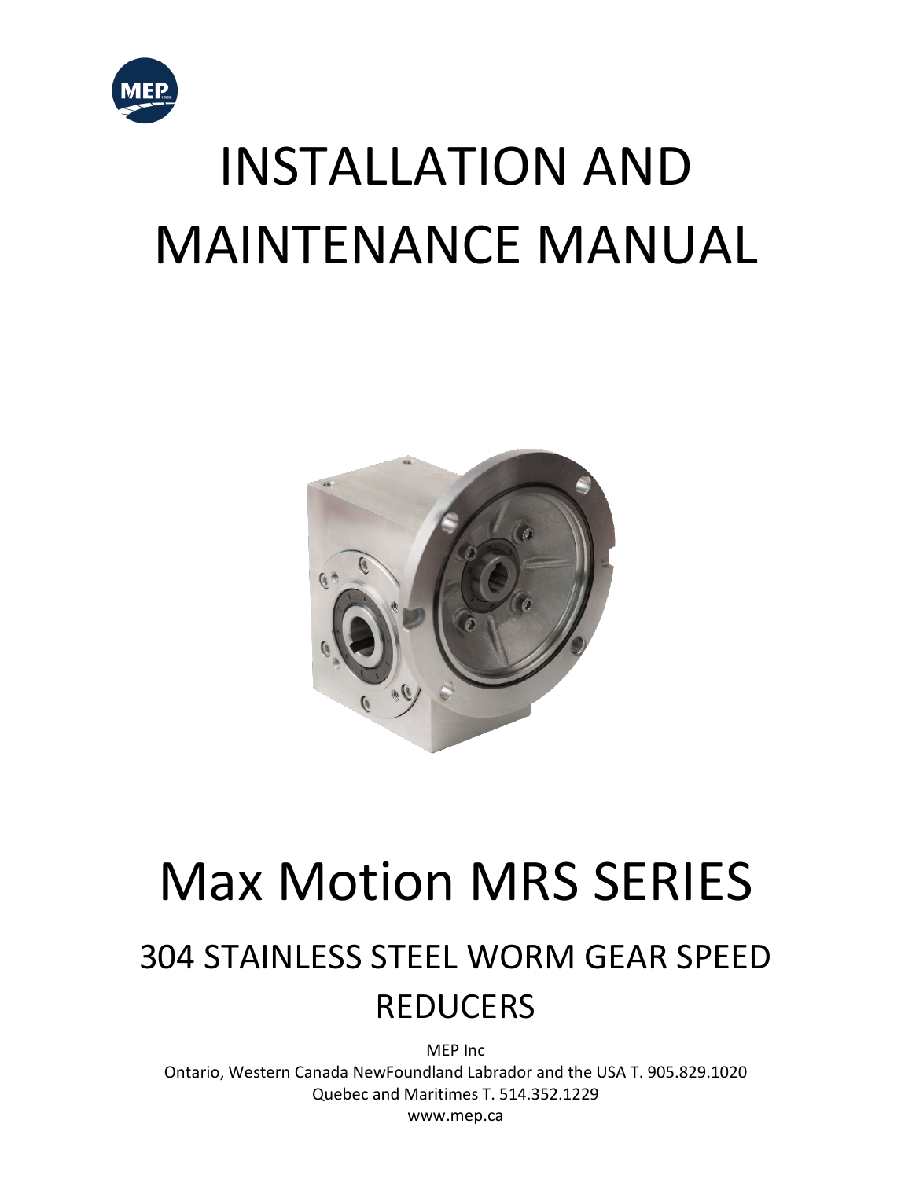# INSTALLATION AND MAINTENANCE MANUAL

# Max Motion MRS SERIES

## 304 STAINLESS STEEL WORM GEAR SPEED REDUCERS

MEP Inc

Ontario, Western Canada NewFoundland Labrador and the USA T. 905.829.1020

Quebec and Maritimes T. 514.352.1229

www.mep.ca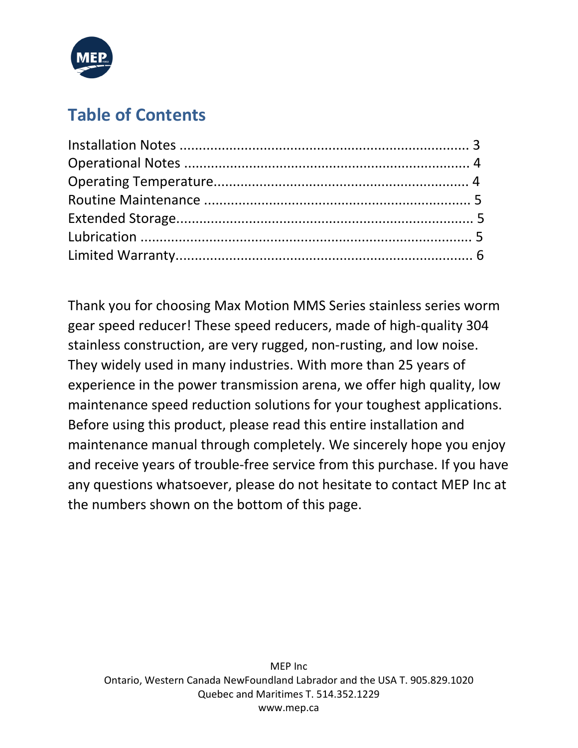## Table of Contents

Installation Notes ........................................................................ 3
Operational Notes ......................................................................... 4
Operating Temperature.................................................................. 4
Routine Maintenance .................................................................... 5
Extended Storage........................................................................... 5
Lubrication ..................................................................................... 5
Limited Warranty............................................................................ 6

Thank you for choosing Max Motion MMS Series stainless series worm gear speed reducer! These speed reducers, made of high-quality 304 stainless construction, are very rugged, non-rusting, and low noise. They widely used in many industries. With more than 25 years of experience in the power transmission arena, we offer high quality, low maintenance speed reduction solutions for your toughest applications. Before using this product, please read this entire installation and maintenance manual through completely. We sincerely hope you enjoy and receive years of trouble-free service from this purchase. If you have any questions whatsoever, please do not hesitate to contact MEP Inc at the numbers shown on the bottom of this page.

MEP Inc
Ontario, Western Canada NewFoundland Labrador and the USA T. 905.829.1020
Quebec and Maritimes T. 514.352.1229
www.mep.ca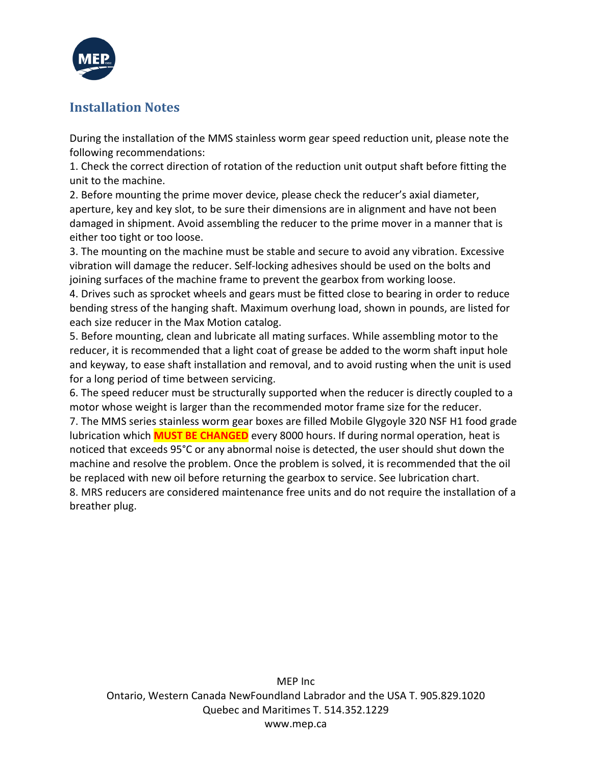## Installation Notes

During the installation of the MMS stainless worm gear speed reduction unit, please note the following recommendations:

1. Check the correct direction of rotation of the reduction unit output shaft before fitting the unit to the machine.
2. Before mounting the prime mover device, please check the reducer's axial diameter, aperture, key and key slot, to be sure their dimensions are in alignment and have not been damaged in shipment. Avoid assembling the reducer to the prime mover in a manner that is either too tight or too loose.
3. The mounting on the machine must be stable and secure to avoid any vibration. Excessive vibration will damage the reducer. Self-locking adhesives should be used on the bolts and joining surfaces of the machine frame to prevent the gearbox from working loose.
4. Drives such as sprocket wheels and gears must be fitted close to bearing in order to reduce bending stress of the hanging shaft. Maximum overhung load, shown in pounds, are listed for each size reducer in the Max Motion catalog.
5. Before mounting, clean and lubricate all mating surfaces. While assembling motor to the reducer, it is recommended that a light coat of grease be added to the worm shaft input hole and keyway, to ease shaft installation and removal, and to avoid rusting when the unit is used for a long period of time between servicing.
6. The speed reducer must be structurally supported when the reducer is directly coupled to a motor whose weight is larger than the recommended motor frame size for the reducer.
7. The MMS series stainless worm gear boxes are filled Mobile Glygoyle 320 NSF H1 food grade lubrication which **MUST BE CHANGED** every 8000 hours. If during normal operation, heat is noticed that exceeds 95°C or any abnormal noise is detected, the user should shut down the machine and resolve the problem. Once the problem is solved, it is recommended that the oil be replaced with new oil before returning the gearbox to service. See lubrication chart.
8. MRS reducers are considered maintenance free units and do not require the installation of a breather plug.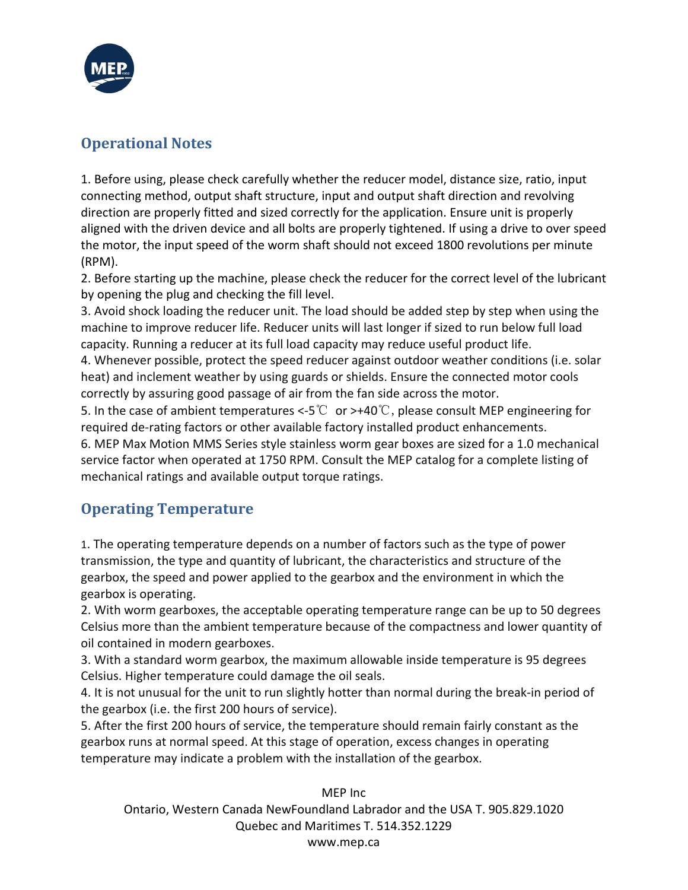## Operational Notes

1. Before using, please check carefully whether the reducer model, distance size, ratio, input connecting method, output shaft structure, input and output shaft direction and revolving direction are properly fitted and sized correctly for the application. Ensure unit is properly aligned with the driven device and all bolts are properly tightened. If using a drive to over speed the motor, the input speed of the worm shaft should not exceed 1800 revolutions per minute (RPM).
2. Before starting up the machine, please check the reducer for the correct level of the lubricant by opening the plug and checking the fill level.
3. Avoid shock loading the reducer unit. The load should be added step by step when using the machine to improve reducer life. Reducer units will last longer if sized to run below full load capacity. Running a reducer at its full load capacity may reduce useful product life.
4. Whenever possible, protect the speed reducer against outdoor weather conditions (i.e. solar heat) and inclement weather by using guards or shields. Ensure the connected motor cools correctly by assuring good passage of air from the fan side across the motor.
5. In the case of ambient temperatures <-5℃ or >+40℃, please consult MEP engineering for required de-rating factors or other available factory installed product enhancements.
6. MEP Max Motion MMS Series style stainless worm gear boxes are sized for a 1.0 mechanical service factor when operated at 1750 RPM. Consult the MEP catalog for a complete listing of mechanical ratings and available output torque ratings.

## Operating Temperature

1. The operating temperature depends on a number of factors such as the type of power transmission, the type and quantity of lubricant, the characteristics and structure of the gearbox, the speed and power applied to the gearbox and the environment in which the gearbox is operating.
2. With worm gearboxes, the acceptable operating temperature range can be up to 50 degrees Celsius more than the ambient temperature because of the compactness and lower quantity of oil contained in modern gearboxes.
3. With a standard worm gearbox, the maximum allowable inside temperature is 95 degrees Celsius. Higher temperature could damage the oil seals.
4. It is not unusual for the unit to run slightly hotter than normal during the break-in period of the gearbox (i.e. the first 200 hours of service).
5. After the first 200 hours of service, the temperature should remain fairly constant as the gearbox runs at normal speed. At this stage of operation, excess changes in operating temperature may indicate a problem with the installation of the gearbox.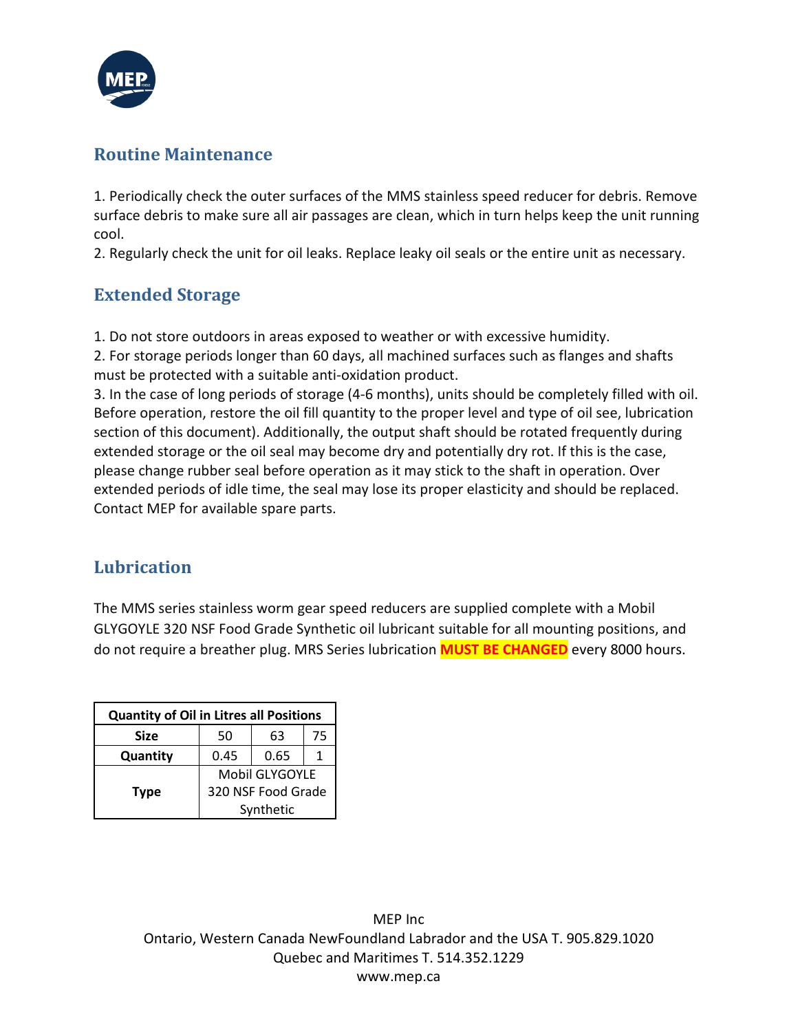## Routine Maintenance

1. Periodically check the outer surfaces of the MMS stainless speed reducer for debris. Remove surface debris to make sure all air passages are clean, which in turn helps keep the unit running cool.
2. Regularly check the unit for oil leaks. Replace leaky oil seals or the entire unit as necessary.

## Extended Storage

1. Do not store outdoors in areas exposed to weather or with excessive humidity.
2. For storage periods longer than 60 days, all machined surfaces such as flanges and shafts must be protected with a suitable anti-oxidation product.
3. In the case of long periods of storage (4-6 months), units should be completely filled with oil. Before operation, restore the oil fill quantity to the proper level and type of oil see, lubrication section of this document). Additionally, the output shaft should be rotated frequently during extended storage or the oil seal may become dry and potentially dry rot. If this is the case, please change rubber seal before operation as it may stick to the shaft in operation. Over extended periods of idle time, the seal may lose its proper elasticity and should be replaced. Contact MEP for available spare parts.

## Lubrication

The MMS series stainless worm gear speed reducers are supplied complete with a Mobil GLYGOYLE 320 NSF Food Grade Synthetic oil lubricant suitable for all mounting positions, and do not require a breather plug. MRS Series lubrication **MUST BE CHANGED** every 8000 hours.

| Quantity of Oil in Litres all Positions | | | |
|---|---|---|---|
| **Size** | 50 | 63 | 75 |
| **Quantity** | 0.45 | 0.65 | 1 |
| **Type** | Mobil GLYGOYLE 320 NSF Food Grade Synthetic | | |

MEP Inc
Ontario, Western Canada NewFoundland Labrador and the USA T. 905.829.1020
Quebec and Maritimes T. 514.352.1229
www.mep.ca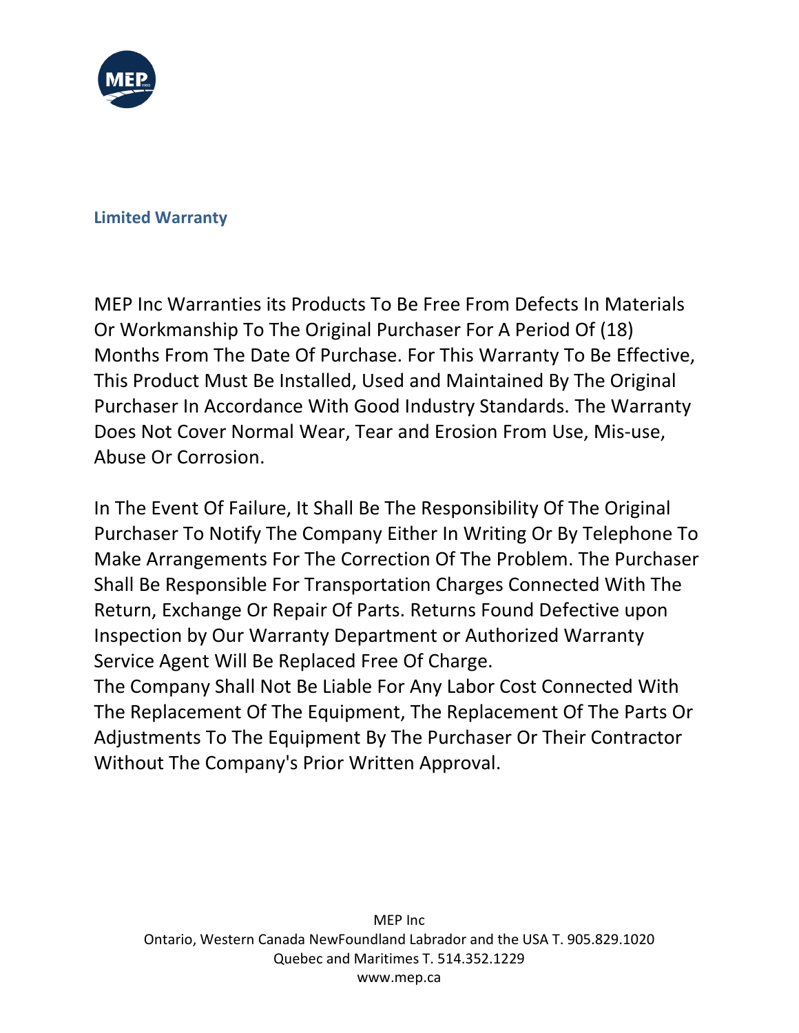## Limited Warranty

MEP Inc Warranties its Products To Be Free From Defects In Materials Or Workmanship To The Original Purchaser For A Period Of (18) Months From The Date Of Purchase. For This Warranty To Be Effective, This Product Must Be Installed, Used and Maintained By The Original Purchaser In Accordance With Good Industry Standards. The Warranty Does Not Cover Normal Wear, Tear and Erosion From Use, Mis-use, Abuse Or Corrosion.

In The Event Of Failure, It Shall Be The Responsibility Of The Original Purchaser To Notify The Company Either In Writing Or By Telephone To Make Arrangements For The Correction Of The Problem. The Purchaser Shall Be Responsible For Transportation Charges Connected With The Return, Exchange Or Repair Of Parts. Returns Found Defective upon Inspection by Our Warranty Department or Authorized Warranty Service Agent Will Be Replaced Free Of Charge.
The Company Shall Not Be Liable For Any Labor Cost Connected With The Replacement Of The Equipment, The Replacement Of The Parts Or Adjustments To The Equipment By The Purchaser Or Their Contractor Without The Company's Prior Written Approval.

MEP Inc
Ontario, Western Canada NewFoundland Labrador and the USA T. 905.829.1020
Quebec and Maritimes T. 514.352.1229
www.mep.ca